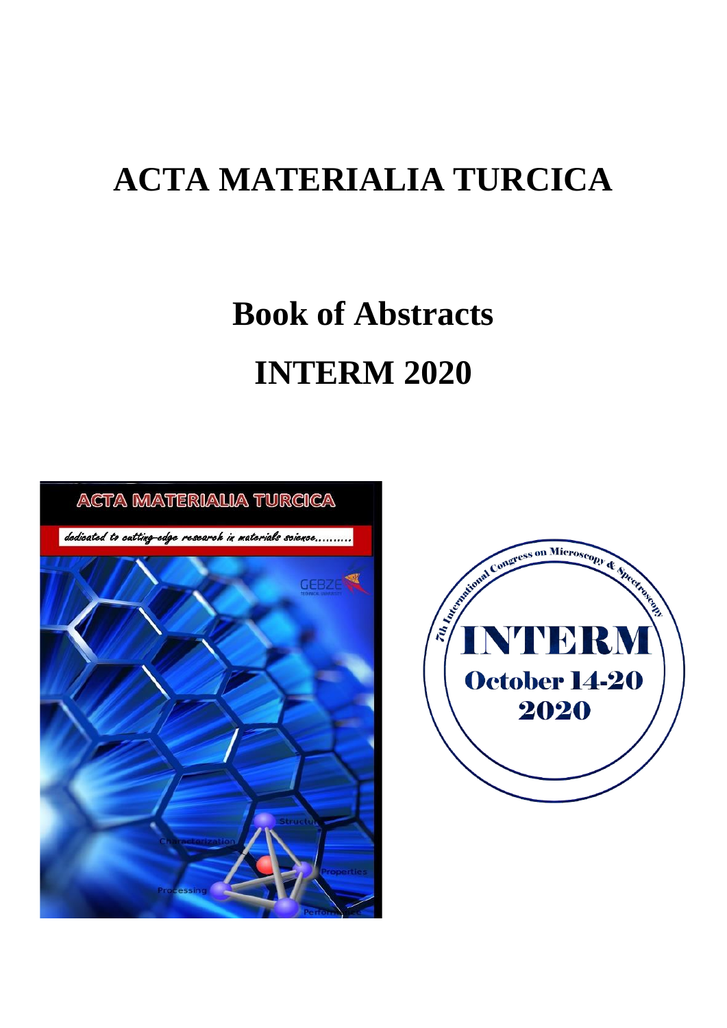# ACTA MATERIALIA TURCICA

# Book of Abstracts

# INTERM 2020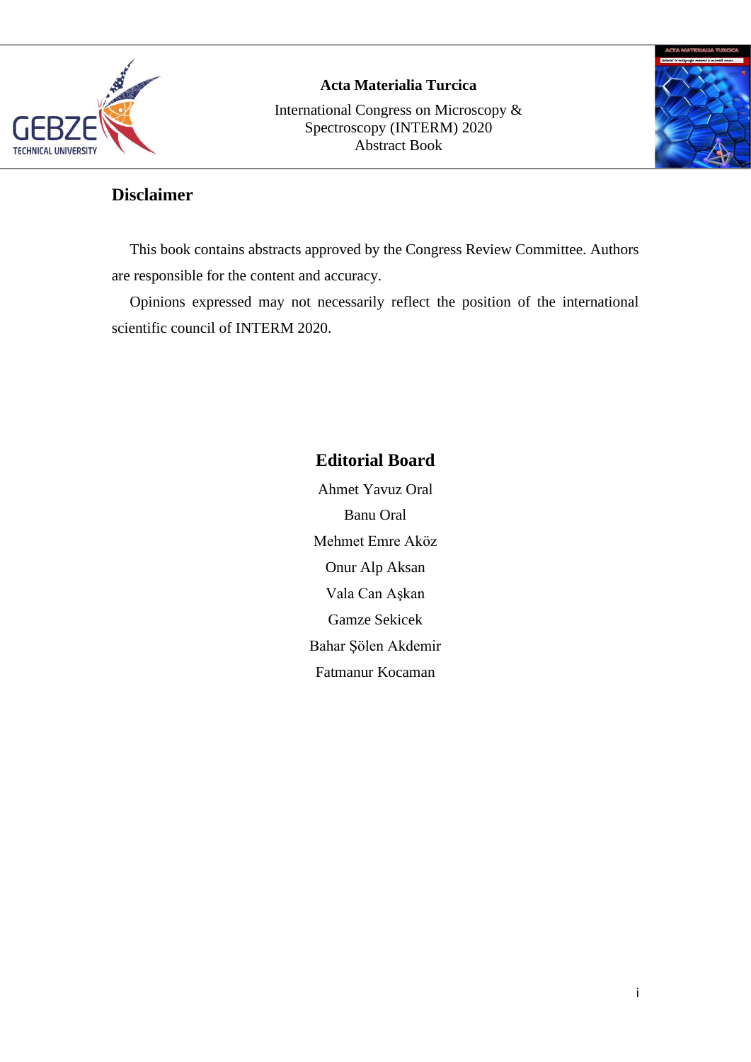## Disclaimer

This book contains abstracts approved by the Congress Review Committee. Authors are responsible for the content and accuracy.

Opinions expressed may not necessarily reflect the position of the international scientific council of INTERM 2020.

## Editorial Board

Ahmet Yavuz Oral

Banu Oral

Mehmet Emre Aköz

Onur Alp Aksan

Vala Can Aşkan

Gamze Sekicek

Bahar Şölen Akdemir

Fatmanur Kocaman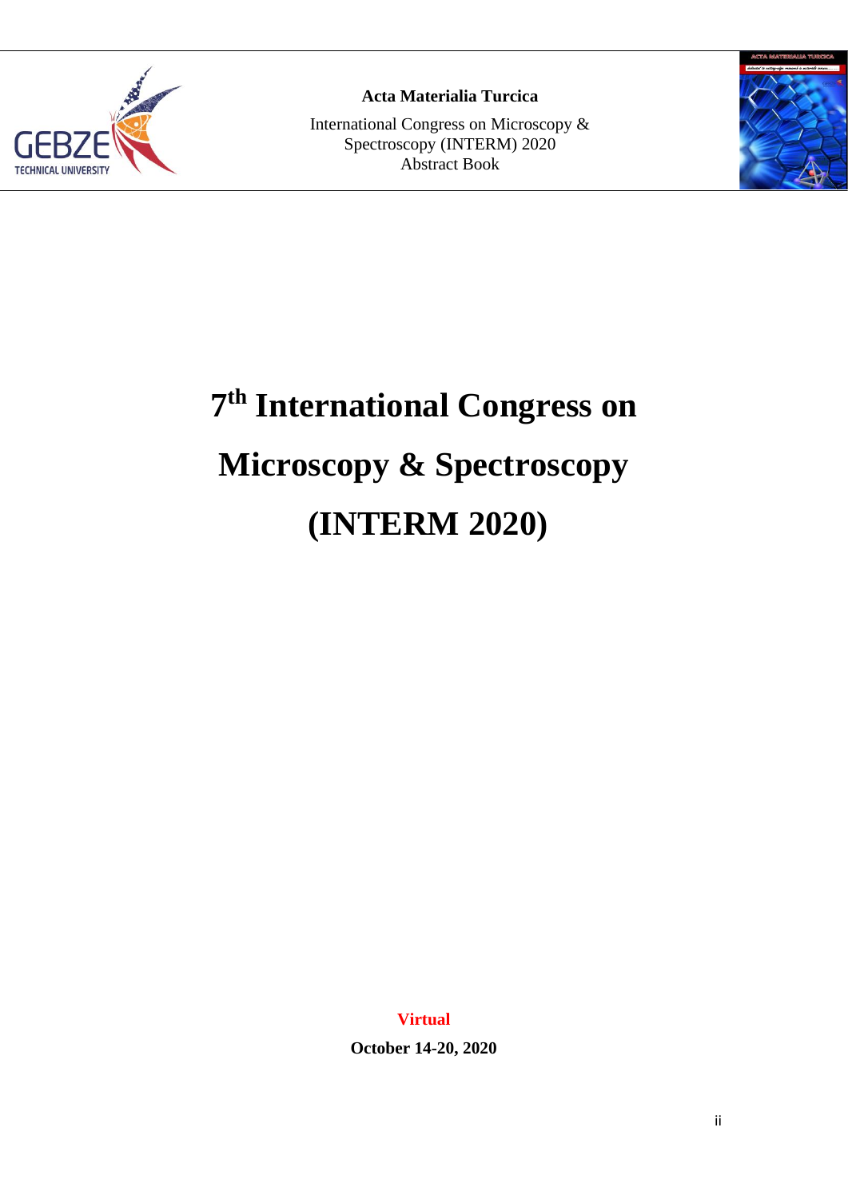# $7^{th}$ International Congress on Microscopy & Spectroscopy (INTERM 2020)

**Virtual**

**October 14-20, 2020**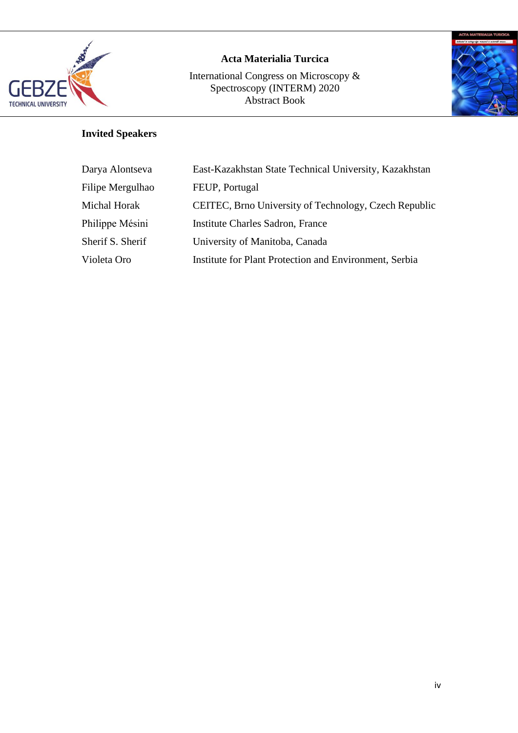## Invited Speakers

| | |
|---|---|
| Darya Alontseva | East-Kazakhstan State Technical University, Kazakhstan |
| Filipe Mergulhao | FEUP, Portugal |
| Michal Horak | CEITEC, Brno University of Technology, Czech Republic |
| Philippe Mésini | Institute Charles Sadron, France |
| Sherif S. Sherif | University of Manitoba, Canada |
| Violeta Oro | Institute for Plant Protection and Environment, Serbia |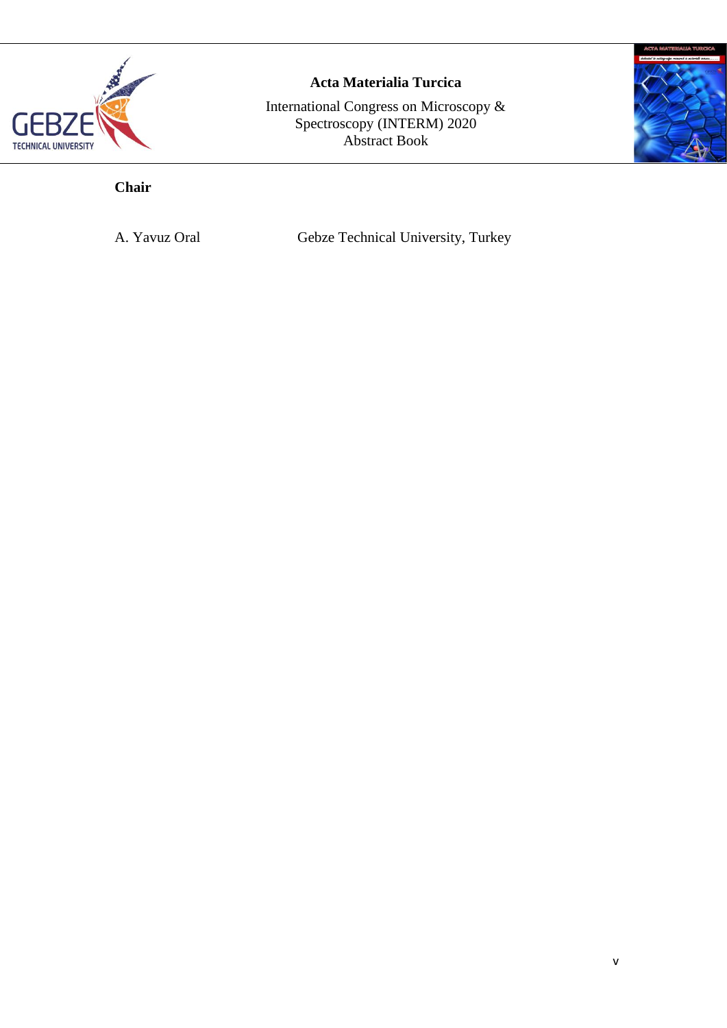**Chair**

A. Yavuz Oral — Gebze Technical University, Turkey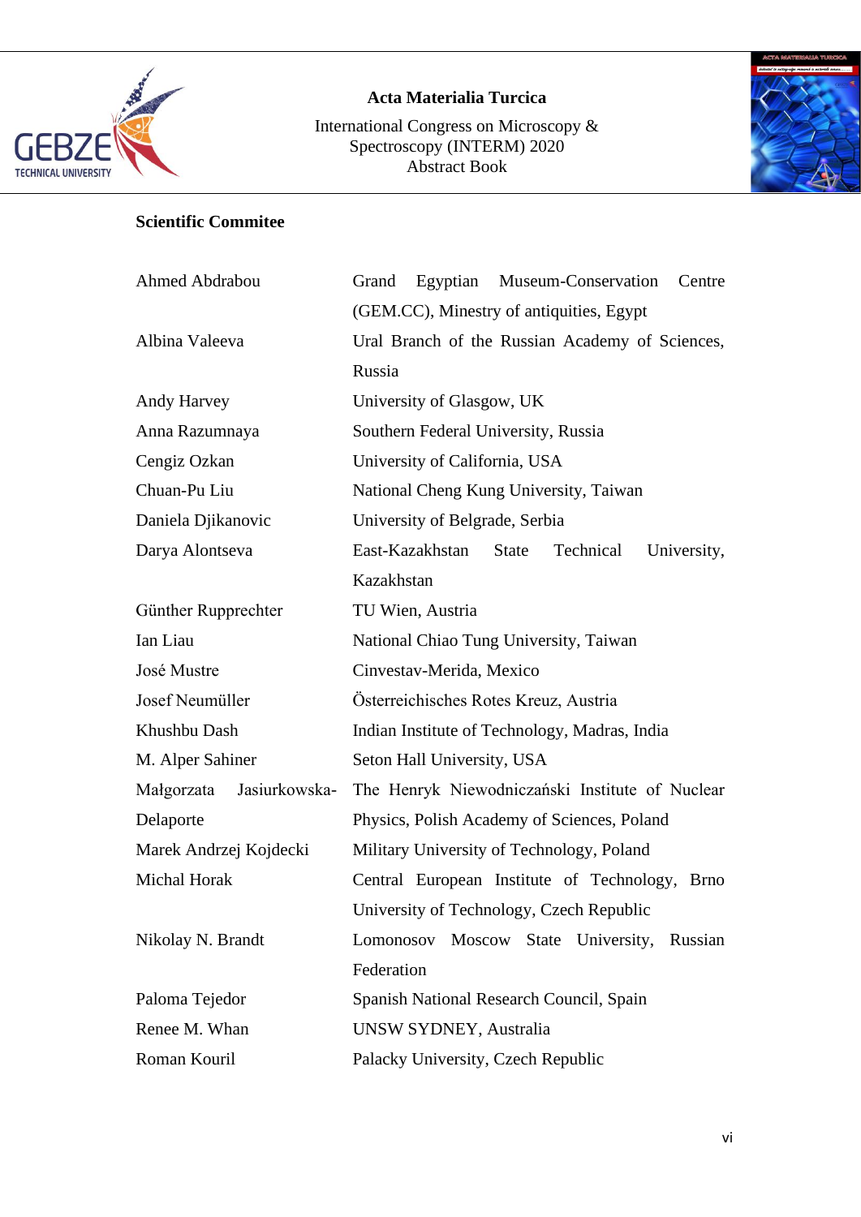## Scientific Commitee

| | |
|---|---|
| Ahmed Abdrabou | Grand Egyptian Museum-Conservation Centre (GEM.CC), Minestry of antiquities, Egypt |
| Albina Valeeva | Ural Branch of the Russian Academy of Sciences, Russia |
| Andy Harvey | University of Glasgow, UK |
| Anna Razumnaya | Southern Federal University, Russia |
| Cengiz Ozkan | University of California, USA |
| Chuan-Pu Liu | National Cheng Kung University, Taiwan |
| Daniela Djikanovic | University of Belgrade, Serbia |
| Darya Alontseva | East-Kazakhstan State Technical University, Kazakhstan |
| Günther Rupprechter | TU Wien, Austria |
| Ian Liau | National Chiao Tung University, Taiwan |
| José Mustre | Cinvestav-Merida, Mexico |
| Josef Neumüller | Österreichisches Rotes Kreuz, Austria |
| Khushbu Dash | Indian Institute of Technology, Madras, India |
| M. Alper Sahiner | Seton Hall University, USA |
| Małgorzata Jasiurkowska-Delaporte | The Henryk Niewodniczański Institute of Nuclear Physics, Polish Academy of Sciences, Poland |
| Marek Andrzej Kojdecki | Military University of Technology, Poland |
| Michal Horak | Central European Institute of Technology, Brno University of Technology, Czech Republic |
| Nikolay N. Brandt | Lomonosov Moscow State University, Russian Federation |
| Paloma Tejedor | Spanish National Research Council, Spain |
| Renee M. Whan | UNSW SYDNEY, Australia |
| Roman Kouril | Palacky University, Czech Republic |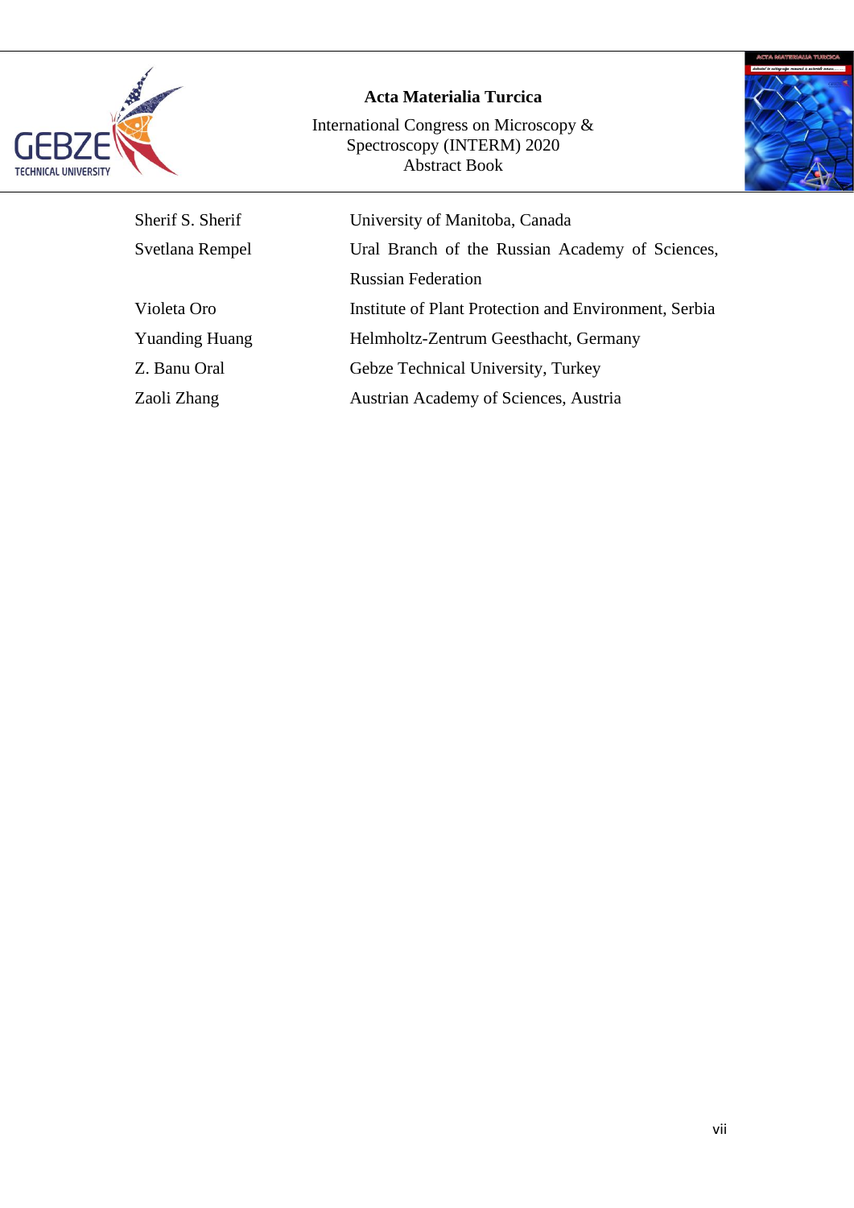| | |
|---|---|
| Sherif S. Sherif | University of Manitoba, Canada |
| Svetlana Rempel | Ural Branch of the Russian Academy of Sciences, Russian Federation |
| Violeta Oro | Institute of Plant Protection and Environment, Serbia |
| Yuanding Huang | Helmholtz-Zentrum Geesthacht, Germany |
| Z. Banu Oral | Gebze Technical University, Turkey |
| Zaoli Zhang | Austrian Academy of Sciences, Austria |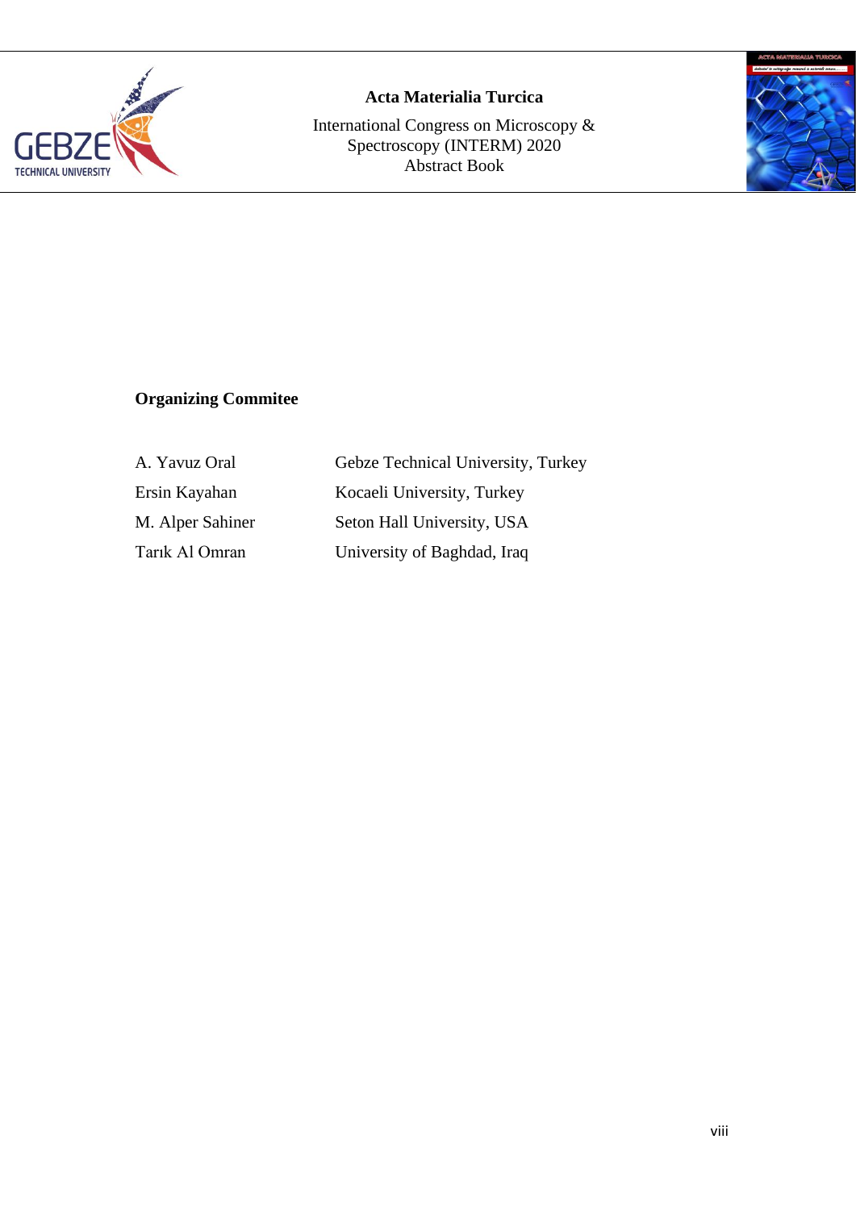## Organizing Commitee

| | |
|---|---|
| A. Yavuz Oral | Gebze Technical University, Turkey |
| Ersin Kayahan | Kocaeli University, Turkey |
| M. Alper Sahiner | Seton Hall University, USA |
| Tarık Al Omran | University of Baghdad, Iraq |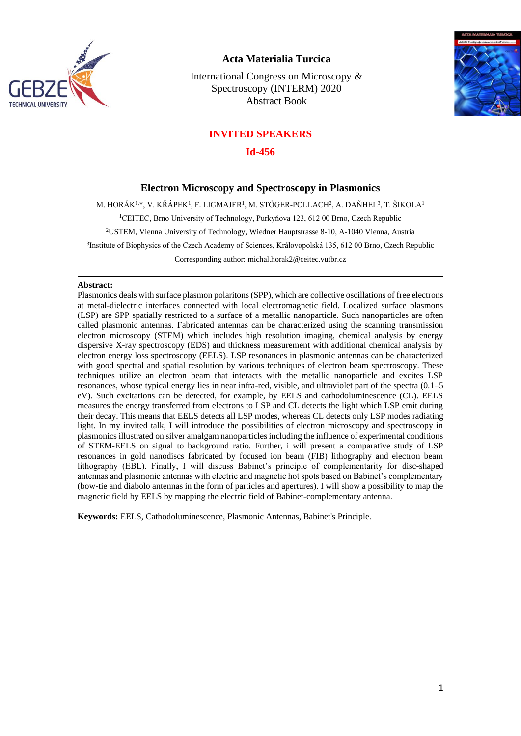## INVITED SPEAKERS

### Id-456

# Electron Microscopy and Spectroscopy in Plasmonics

M. HORÁK[1,*], V. KŘÁPEK[1], F. LIGMAJER[1], M. STÖGER-POLLACH[2], A. DAŇHEL[3], T. ŠIKOLA[1]

[1]CEITEC, Brno University of Technology, Purkyňova 123, 612 00 Brno, Czech Republic

[2]USTEM, Vienna University of Technology, Wiedner Hauptstrasse 8-10, A-1040 Vienna, Austria

[3]Institute of Biophysics of the Czech Academy of Sciences, Královopolská 135, 612 00 Brno, Czech Republic

Corresponding author: michal.horak2@ceitec.vutbr.cz

---

**Abstract:**

Plasmonics deals with surface plasmon polaritons (SPP), which are collective oscillations of free electrons at metal-dielectric interfaces connected with local electromagnetic field. Localized surface plasmons (LSP) are SPP spatially restricted to a surface of a metallic nanoparticle. Such nanoparticles are often called plasmonic antennas. Fabricated antennas can be characterized using the scanning transmission electron microscopy (STEM) which includes high resolution imaging, chemical analysis by energy dispersive X-ray spectroscopy (EDS) and thickness measurement with additional chemical analysis by electron energy loss spectroscopy (EELS). LSP resonances in plasmonic antennas can be characterized with good spectral and spatial resolution by various techniques of electron beam spectroscopy. These techniques utilize an electron beam that interacts with the metallic nanoparticle and excites LSP resonances, whose typical energy lies in near infra-red, visible, and ultraviolet part of the spectra (0.1–5 eV). Such excitations can be detected, for example, by EELS and cathodoluminescence (CL). EELS measures the energy transferred from electrons to LSP and CL detects the light which LSP emit during their decay. This means that EELS detects all LSP modes, whereas CL detects only LSP modes radiating light. In my invited talk, I will introduce the possibilities of electron microscopy and spectroscopy in plasmonics illustrated on silver amalgam nanoparticles including the influence of experimental conditions of STEM-EELS on signal to background ratio. Further, i will present a comparative study of LSP resonances in gold nanodiscs fabricated by focused ion beam (FIB) lithography and electron beam lithography (EBL). Finally, I will discuss Babinet's principle of complementarity for disc-shaped antennas and plasmonic antennas with electric and magnetic hot spots based on Babinet's complementary (bow-tie and diabolo antennas in the form of particles and apertures). I will show a possibility to map the magnetic field by EELS by mapping the electric field of Babinet-complementary antenna.

**Keywords:** EELS, Cathodoluminescence, Plasmonic Antennas, Babinet's Principle.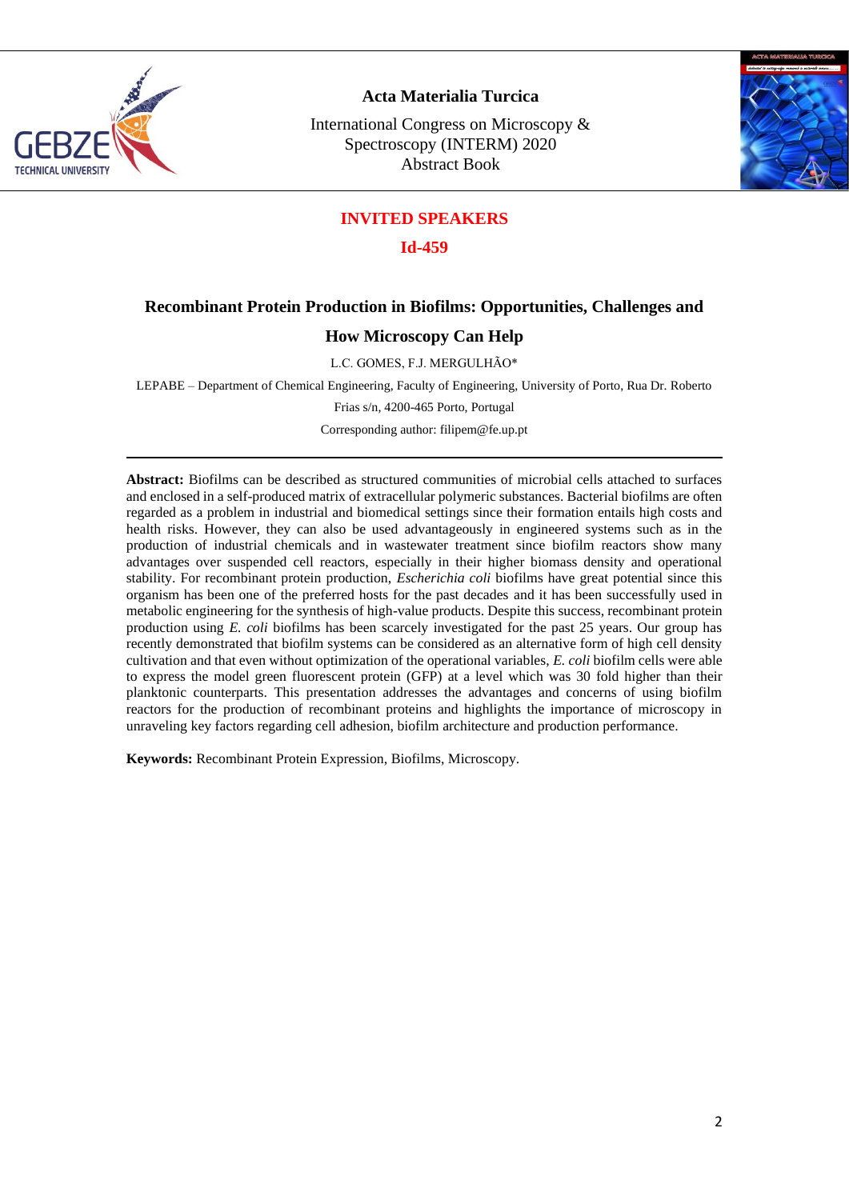## INVITED SPEAKERS

### Id-459

# Recombinant Protein Production in Biofilms: Opportunities, Challenges and How Microscopy Can Help

L.C. GOMES, F.J. MERGULHÃO*

LEPABE – Department of Chemical Engineering, Faculty of Engineering, University of Porto, Rua Dr. Roberto Frias s/n, 4200-465 Porto, Portugal

Corresponding author: filipem@fe.up.pt

---

**Abstract:** Biofilms can be described as structured communities of microbial cells attached to surfaces and enclosed in a self-produced matrix of extracellular polymeric substances. Bacterial biofilms are often regarded as a problem in industrial and biomedical settings since their formation entails high costs and health risks. However, they can also be used advantageously in engineered systems such as in the production of industrial chemicals and in wastewater treatment since biofilm reactors show many advantages over suspended cell reactors, especially in their higher biomass density and operational stability. For recombinant protein production, *Escherichia coli* biofilms have great potential since this organism has been one of the preferred hosts for the past decades and it has been successfully used in metabolic engineering for the synthesis of high-value products. Despite this success, recombinant protein production using *E. coli* biofilms has been scarcely investigated for the past 25 years. Our group has recently demonstrated that biofilm systems can be considered as an alternative form of high cell density cultivation and that even without optimization of the operational variables, *E. coli* biofilm cells were able to express the model green fluorescent protein (GFP) at a level which was 30 fold higher than their planktonic counterparts. This presentation addresses the advantages and concerns of using biofilm reactors for the production of recombinant proteins and highlights the importance of microscopy in unraveling key factors regarding cell adhesion, biofilm architecture and production performance.

**Keywords:** Recombinant Protein Expression, Biofilms, Microscopy.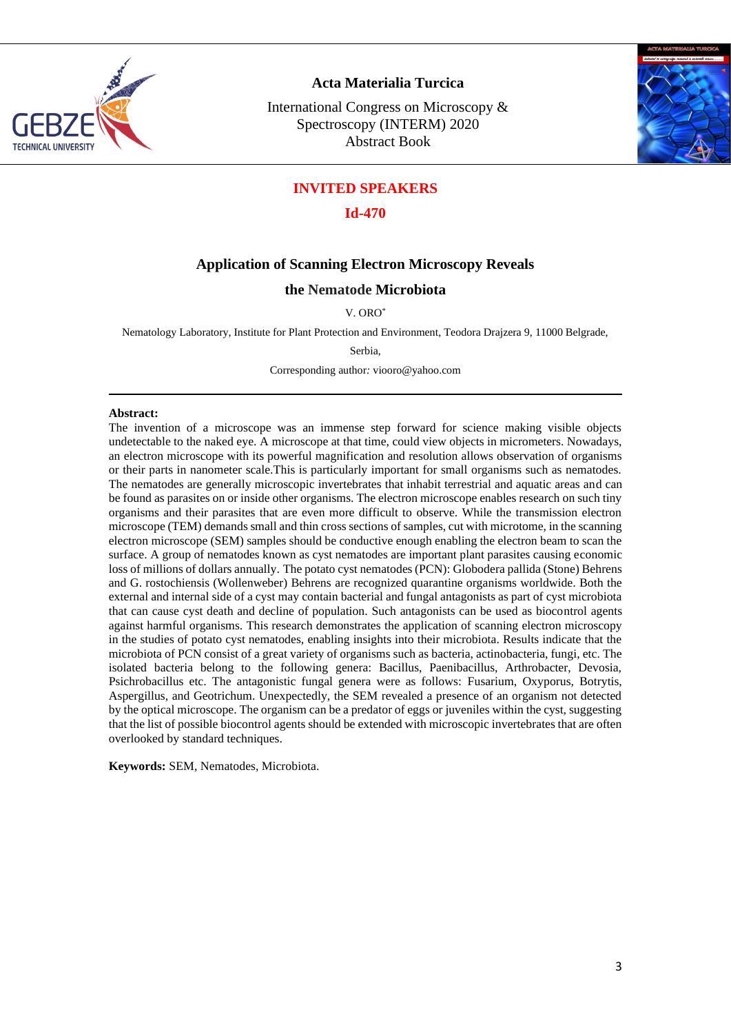## INVITED SPEAKERS

### Id-470

# Application of Scanning Electron Microscopy Reveals the Nematode Microbiota

V. ORO*

Nematology Laboratory, Institute for Plant Protection and Environment, Teodora Drajzera 9, 11000 Belgrade, Serbia,

Corresponding author: viooro@yahoo.com

---

**Abstract:**

The invention of a microscope was an immense step forward for science making visible objects undetectable to the naked eye. A microscope at that time, could view objects in micrometers. Nowadays, an electron microscope with its powerful magnification and resolution allows observation of organisms or their parts in nanometer scale.This is particularly important for small organisms such as nematodes. The nematodes are generally microscopic invertebrates that inhabit terrestrial and aquatic areas and can be found as parasites on or inside other organisms. The electron microscope enables research on such tiny organisms and their parasites that are even more difficult to observe. While the transmission electron microscope (TEM) demands small and thin cross sections of samples, cut with microtome, in the scanning electron microscope (SEM) samples should be conductive enough enabling the electron beam to scan the surface. A group of nematodes known as cyst nematodes are important plant parasites causing economic loss of millions of dollars annually. The potato cyst nematodes (PCN): Globodera pallida (Stone) Behrens and G. rostochiensis (Wollenweber) Behrens are recognized quarantine organisms worldwide. Both the external and internal side of a cyst may contain bacterial and fungal antagonists as part of cyst microbiota that can cause cyst death and decline of population. Such antagonists can be used as biocontrol agents against harmful organisms. This research demonstrates the application of scanning electron microscopy in the studies of potato cyst nematodes, enabling insights into their microbiota. Results indicate that the microbiota of PCN consist of a great variety of organisms such as bacteria, actinobacteria, fungi, etc. The isolated bacteria belong to the following genera: Bacillus, Paenibacillus, Arthrobacter, Devosia, Psichrobacillus etc. The antagonistic fungal genera were as follows: Fusarium, Oxyporus, Botrytis, Aspergillus, and Geotrichum. Unexpectedly, the SEM revealed a presence of an organism not detected by the optical microscope. The organism can be a predator of eggs or juveniles within the cyst, suggesting that the list of possible biocontrol agents should be extended with microscopic invertebrates that are often overlooked by standard techniques.

**Keywords:** SEM, Nematodes, Microbiota.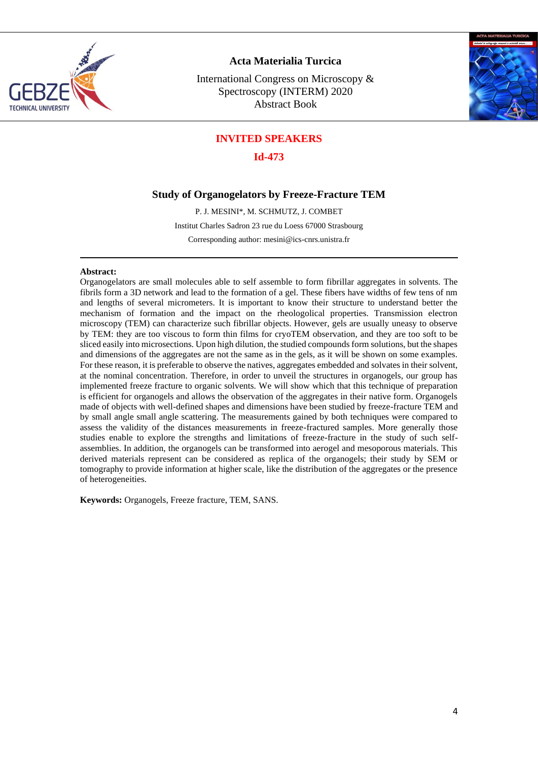## INVITED SPEAKERS

### Id-473

# Study of Organogelators by Freeze-Fracture TEM

P. J. MESINI*, M. SCHMUTZ, J. COMBET

Institut Charles Sadron 23 rue du Loess 67000 Strasbourg

Corresponding author: mesini@ics-cnrs.unistra.fr

---

**Abstract:**

Organogelators are small molecules able to self assemble to form fibrillar aggregates in solvents. The fibrils form a 3D network and lead to the formation of a gel. These fibers have widths of few tens of nm and lengths of several micrometers. It is important to know their structure to understand better the mechanism of formation and the impact on the rheological properties. Transmission electron microscopy (TEM) can characterize such fibrillar objects. However, gels are usually uneasy to observe by TEM: they are too viscous to form thin films for cryoTEM observation, and they are too soft to be sliced easily into microsections. Upon high dilution, the studied compounds form solutions, but the shapes and dimensions of the aggregates are not the same as in the gels, as it will be shown on some examples. For these reason, it is preferable to observe the natives, aggregates embedded and solvates in their solvent, at the nominal concentration. Therefore, in order to unveil the structures in organogels, our group has implemented freeze fracture to organic solvents. We will show which that this technique of preparation is efficient for organogels and allows the observation of the aggregates in their native form. Organogels made of objects with well-defined shapes and dimensions have been studied by freeze-fracture TEM and by small angle small angle scattering. The measurements gained by both techniques were compared to assess the validity of the distances measurements in freeze-fractured samples. More generally those studies enable to explore the strengths and limitations of freeze-fracture in the study of such self-assemblies. In addition, the organogels can be transformed into aerogel and mesoporous materials. This derived materials represent can be considered as replica of the organogels; their study by SEM or tomography to provide information at higher scale, like the distribution of the aggregates or the presence of heterogeneities.

**Keywords:** Organogels, Freeze fracture, TEM, SANS.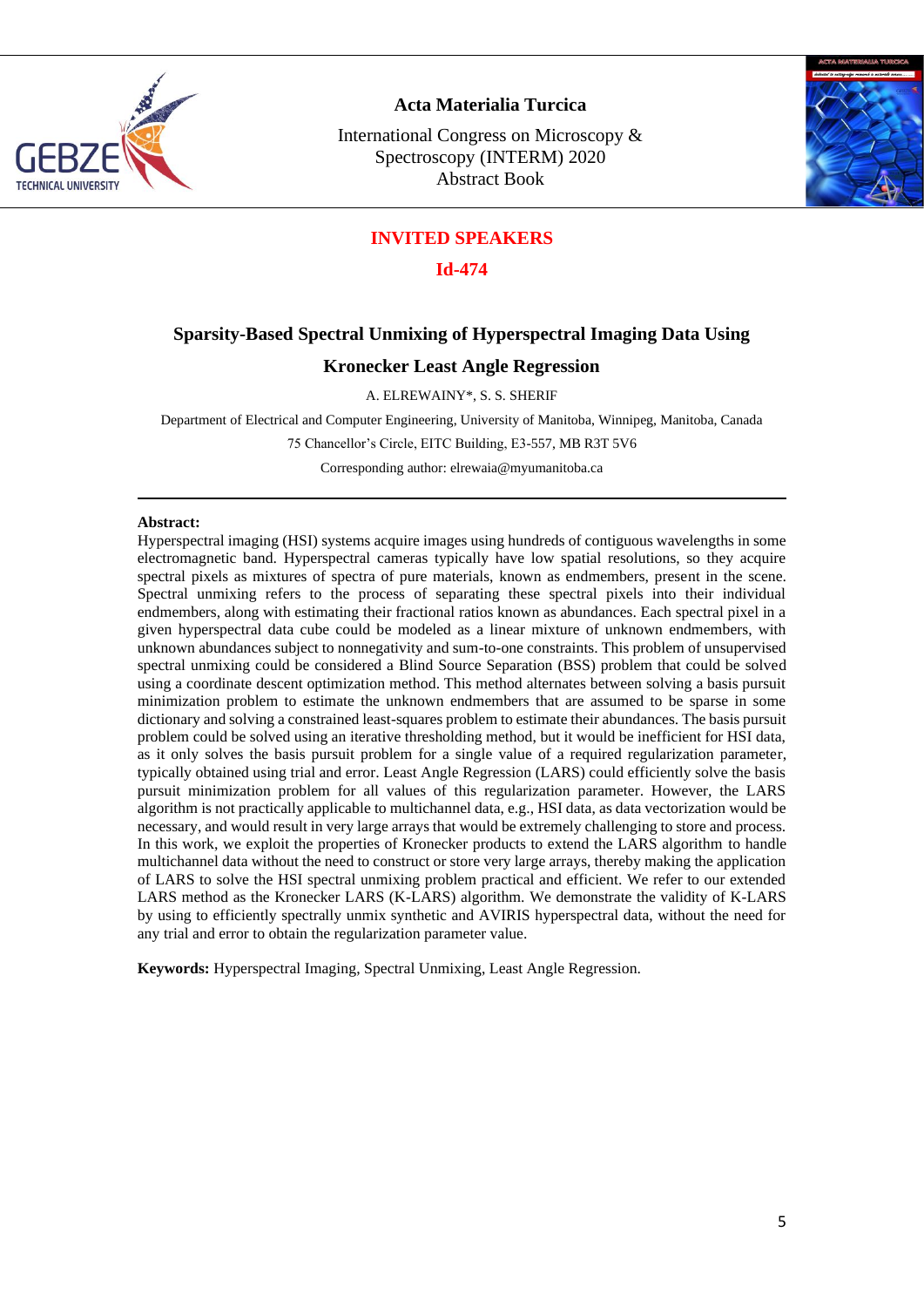## INVITED SPEAKERS

### Id-474

# Sparsity-Based Spectral Unmixing of Hyperspectral Imaging Data Using Kronecker Least Angle Regression

A. ELREWAINY*, S. S. SHERIF

Department of Electrical and Computer Engineering, University of Manitoba, Winnipeg, Manitoba, Canada

75 Chancellor's Circle, EITC Building, E3-557, MB R3T 5V6

Corresponding author: elrewaia@myumanitoba.ca

---

**Abstract:**

Hyperspectral imaging (HSI) systems acquire images using hundreds of contiguous wavelengths in some electromagnetic band. Hyperspectral cameras typically have low spatial resolutions, so they acquire spectral pixels as mixtures of spectra of pure materials, known as endmembers, present in the scene. Spectral unmixing refers to the process of separating these spectral pixels into their individual endmembers, along with estimating their fractional ratios known as abundances. Each spectral pixel in a given hyperspectral data cube could be modeled as a linear mixture of unknown endmembers, with unknown abundances subject to nonnegativity and sum-to-one constraints. This problem of unsupervised spectral unmixing could be considered a Blind Source Separation (BSS) problem that could be solved using a coordinate descent optimization method. This method alternates between solving a basis pursuit minimization problem to estimate the unknown endmembers that are assumed to be sparse in some dictionary and solving a constrained least-squares problem to estimate their abundances. The basis pursuit problem could be solved using an iterative thresholding method, but it would be inefficient for HSI data, as it only solves the basis pursuit problem for a single value of a required regularization parameter, typically obtained using trial and error. Least Angle Regression (LARS) could efficiently solve the basis pursuit minimization problem for all values of this regularization parameter. However, the LARS algorithm is not practically applicable to multichannel data, e.g., HSI data, as data vectorization would be necessary, and would result in very large arrays that would be extremely challenging to store and process. In this work, we exploit the properties of Kronecker products to extend the LARS algorithm to handle multichannel data without the need to construct or store very large arrays, thereby making the application of LARS to solve the HSI spectral unmixing problem practical and efficient. We refer to our extended LARS method as the Kronecker LARS (K-LARS) algorithm. We demonstrate the validity of K-LARS by using to efficiently spectrally unmix synthetic and AVIRIS hyperspectral data, without the need for any trial and error to obtain the regularization parameter value.

**Keywords:** Hyperspectral Imaging, Spectral Unmixing, Least Angle Regression.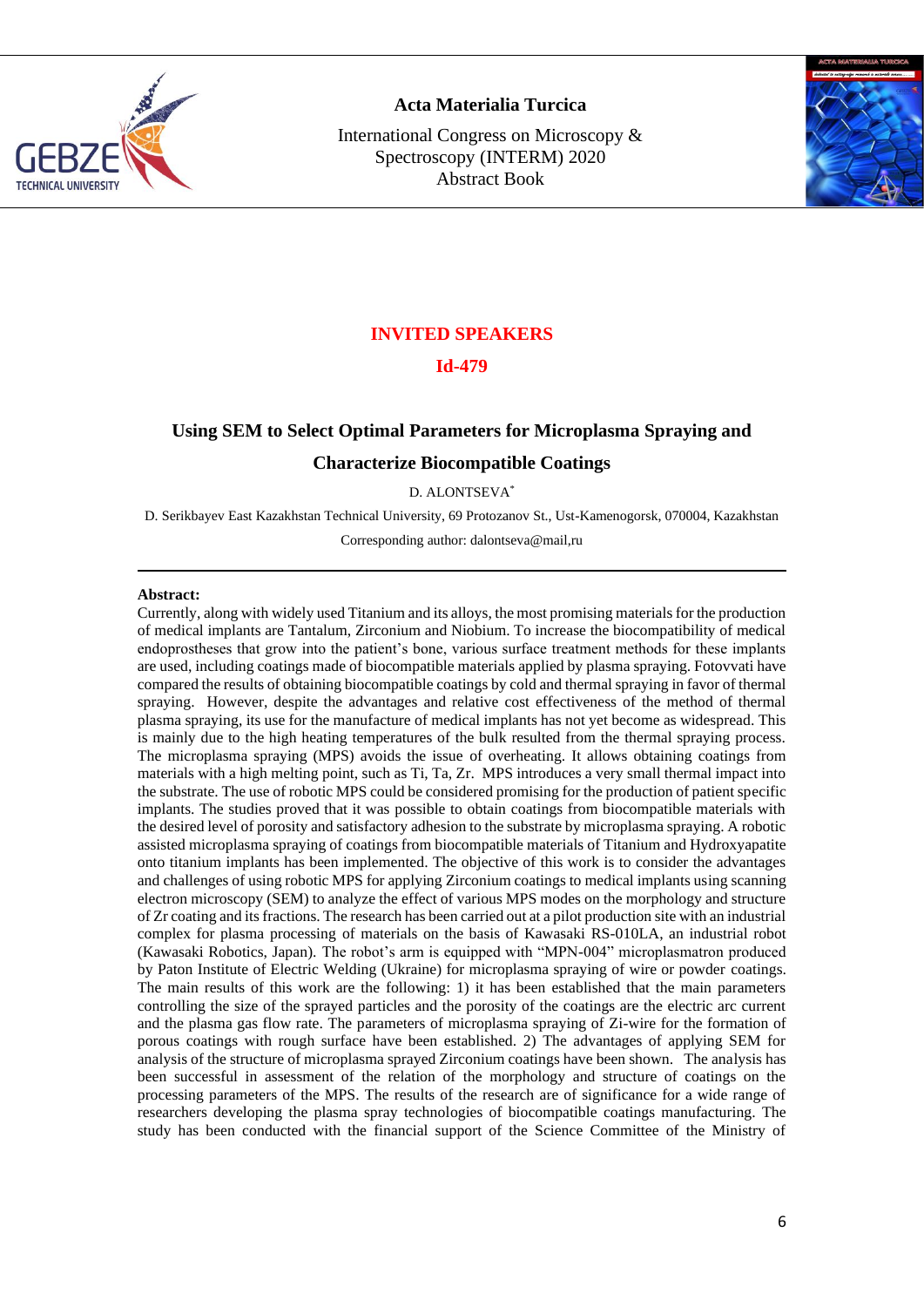## INVITED SPEAKERS

## Id-479

# Using SEM to Select Optimal Parameters for Microplasma Spraying and Characterize Biocompatible Coatings

D. ALONTSEVA*

D. Serikbayev East Kazakhstan Technical University, 69 Protozanov St., Ust-Kamenogorsk, 070004, Kazakhstan

Corresponding author: dalontseva@mail,ru

---

**Abstract:**

Currently, along with widely used Titanium and its alloys, the most promising materials for the production of medical implants are Tantalum, Zirconium and Niobium. To increase the biocompatibility of medical endoprostheses that grow into the patient's bone, various surface treatment methods for these implants are used, including coatings made of biocompatible materials applied by plasma spraying. Fotovvati have compared the results of obtaining biocompatible coatings by cold and thermal spraying in favor of thermal spraying. However, despite the advantages and relative cost effectiveness of the method of thermal plasma spraying, its use for the manufacture of medical implants has not yet become as widespread. This is mainly due to the high heating temperatures of the bulk resulted from the thermal spraying process. The microplasma spraying (MPS) avoids the issue of overheating. It allows obtaining coatings from materials with a high melting point, such as Ti, Ta, Zr. MPS introduces a very small thermal impact into the substrate. The use of robotic MPS could be considered promising for the production of patient specific implants. The studies proved that it was possible to obtain coatings from biocompatible materials with the desired level of porosity and satisfactory adhesion to the substrate by microplasma spraying. A robotic assisted microplasma spraying of coatings from biocompatible materials of Titanium and Hydroxyapatite onto titanium implants has been implemented. The objective of this work is to consider the advantages and challenges of using robotic MPS for applying Zirconium coatings to medical implants using scanning electron microscopy (SEM) to analyze the effect of various MPS modes on the morphology and structure of Zr coating and its fractions. The research has been carried out at a pilot production site with an industrial complex for plasma processing of materials on the basis of Kawasaki RS-010LA, an industrial robot (Kawasaki Robotics, Japan). The robot's arm is equipped with "MPN-004" microplasmatron produced by Paton Institute of Electric Welding (Ukraine) for microplasma spraying of wire or powder coatings. The main results of this work are the following: 1) it has been established that the main parameters controlling the size of the sprayed particles and the porosity of the coatings are the electric arc current and the plasma gas flow rate. The parameters of microplasma spraying of Zi-wire for the formation of porous coatings with rough surface have been established. 2) The advantages of applying SEM for analysis of the structure of microplasma sprayed Zirconium coatings have been shown. The analysis has been successful in assessment of the relation of the morphology and structure of coatings on the processing parameters of the MPS. The results of the research are of significance for a wide range of researchers developing the plasma spray technologies of biocompatible coatings manufacturing. The study has been conducted with the financial support of the Science Committee of the Ministry of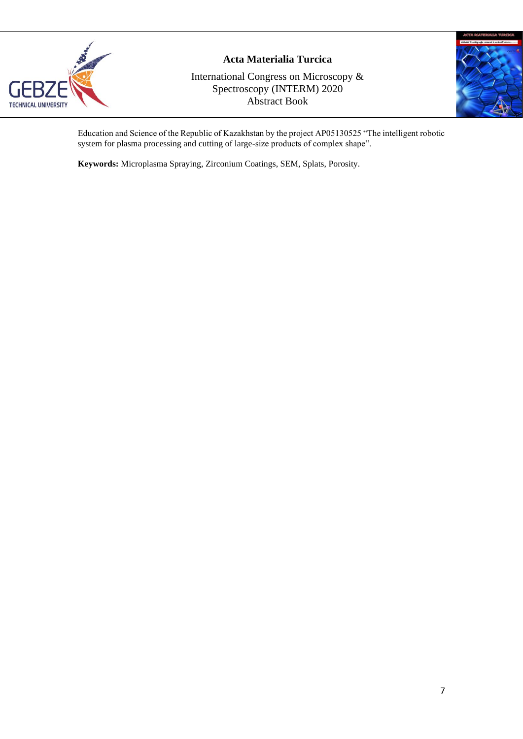Education and Science of the Republic of Kazakhstan by the project AP05130525 "The intelligent robotic system for plasma processing and cutting of large-size products of complex shape".

**Keywords:** Microplasma Spraying, Zirconium Coatings, SEM, Splats, Porosity.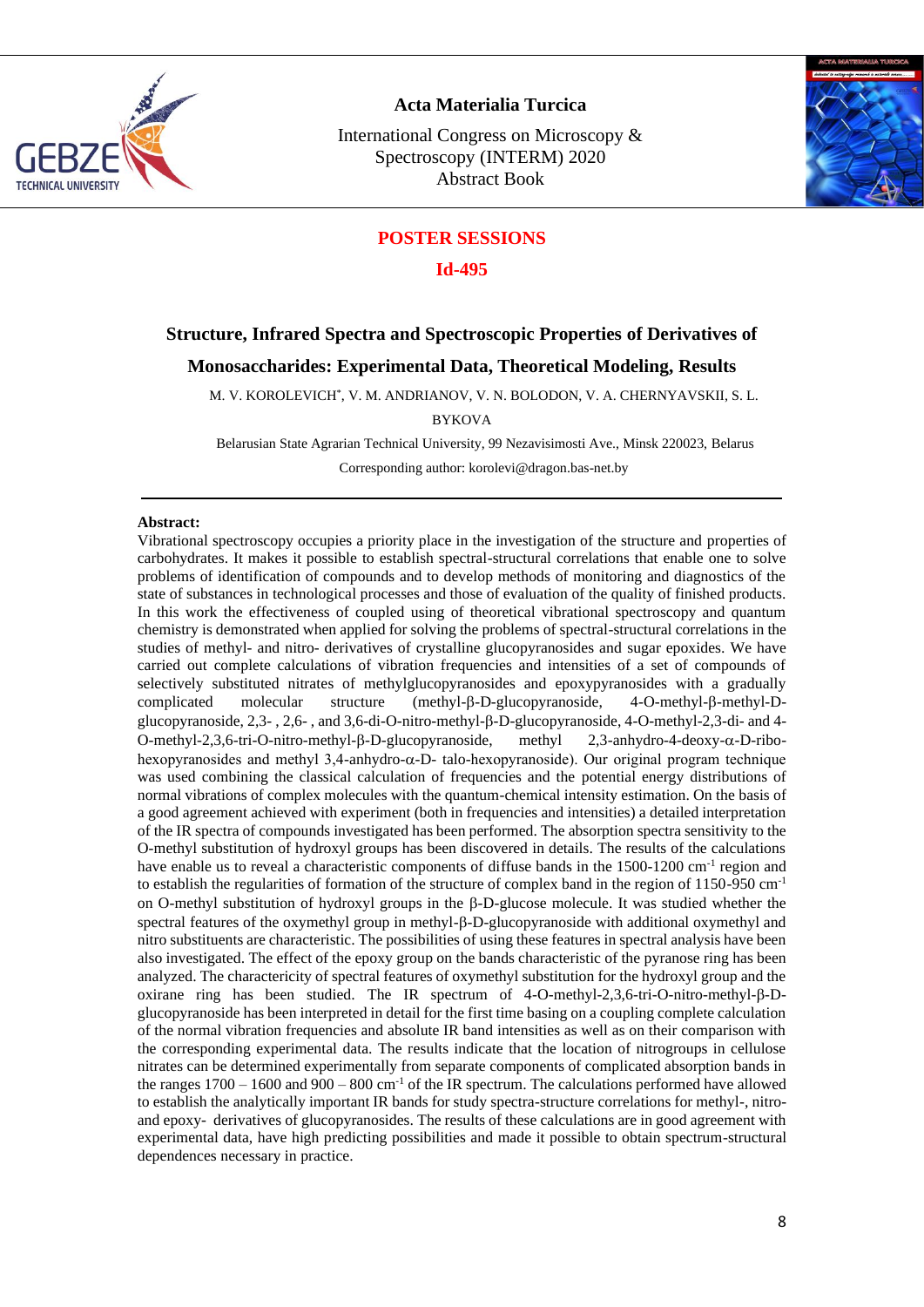## POSTER SESSIONS

## Id-495

# Structure, Infrared Spectra and Spectroscopic Properties of Derivatives of Monosaccharides: Experimental Data, Theoretical Modeling, Results

M. V. KOROLEVICH*, V. M. ANDRIANOV, V. N. BOLODON, V. A. CHERNYAVSKII, S. L. BYKOVA

Belarusian State Agrarian Technical University, 99 Nezavisimosti Ave., Minsk 220023, Belarus

Corresponding author: korolevi@dragon.bas-net.by

---

**Abstract:**

Vibrational spectroscopy occupies a priority place in the investigation of the structure and properties of carbohydrates. It makes it possible to establish spectral-structural correlations that enable one to solve problems of identification of compounds and to develop methods of monitoring and diagnostics of the state of substances in technological processes and those of evaluation of the quality of finished products. In this work the effectiveness of coupled using of theoretical vibrational spectroscopy and quantum chemistry is demonstrated when applied for solving the problems of spectral-structural correlations in the studies of methyl- and nitro- derivatives of crystalline glucopyranosides and sugar epoxides. We have carried out complete calculations of vibration frequencies and intensities of a set of compounds of selectively substituted nitrates of methylglucopyranosides and epoxypyranosides with a gradually complicated molecular structure (methyl-β-D-glucopyranoside, 4-O-methyl-β-methyl-D-glucopyranoside, 2,3- , 2,6- , and 3,6-di-O-nitro-methyl-β-D-glucopyranoside, 4-O-methyl-2,3-di- and 4-O-methyl-2,3,6-tri-O-nitro-methyl-β-D-glucopyranoside, methyl 2,3-anhydro-4-deoxy-α-D-ribo-hexopyranosides and methyl 3,4-anhydro-α-D- talo-hexopyranoside). Our original program technique was used combining the classical calculation of frequencies and the potential energy distributions of normal vibrations of complex molecules with the quantum-chemical intensity estimation. On the basis of a good agreement achieved with experiment (both in frequencies and intensities) a detailed interpretation of the IR spectra of compounds investigated has been performed. The absorption spectra sensitivity to the O-methyl substitution of hydroxyl groups has been discovered in details. The results of the calculations have enable us to reveal a characteristic components of diffuse bands in the 1500-1200 $cm^{-1}$ region and to establish the regularities of formation of the structure of complex band in the region of 1150-950 $cm^{-1}$ on O-methyl substitution of hydroxyl groups in the β-D-glucose molecule. It was studied whether the spectral features of the oxymethyl group in methyl-β-D-glucopyranoside with additional oxymethyl and nitro substituents are characteristic. The possibilities of using these features in spectral analysis have been also investigated. The effect of the epoxy group on the bands characteristic of the pyranose ring has been analyzed. The charactericity of spectral features of oxymethyl substitution for the hydroxyl group and the oxirane ring has been studied. The IR spectrum of 4-O-methyl-2,3,6-tri-O-nitro-methyl-β-D-glucopyranoside has been interpreted in detail for the first time basing on a coupling complete calculation of the normal vibration frequencies and absolute IR band intensities as well as on their comparison with the corresponding experimental data. The results indicate that the location of nitrogroups in cellulose nitrates can be determined experimentally from separate components of complicated absorption bands in the ranges 1700 – 1600 and 900 – 800 $cm^{-1}$ of the IR spectrum. The calculations performed have allowed to establish the analytically important IR bands for study spectra-structure correlations for methyl-, nitro- and epoxy- derivatives of glucopyranosides. The results of these calculations are in good agreement with experimental data, have high predicting possibilities and made it possible to obtain spectrum-structural dependences necessary in practice.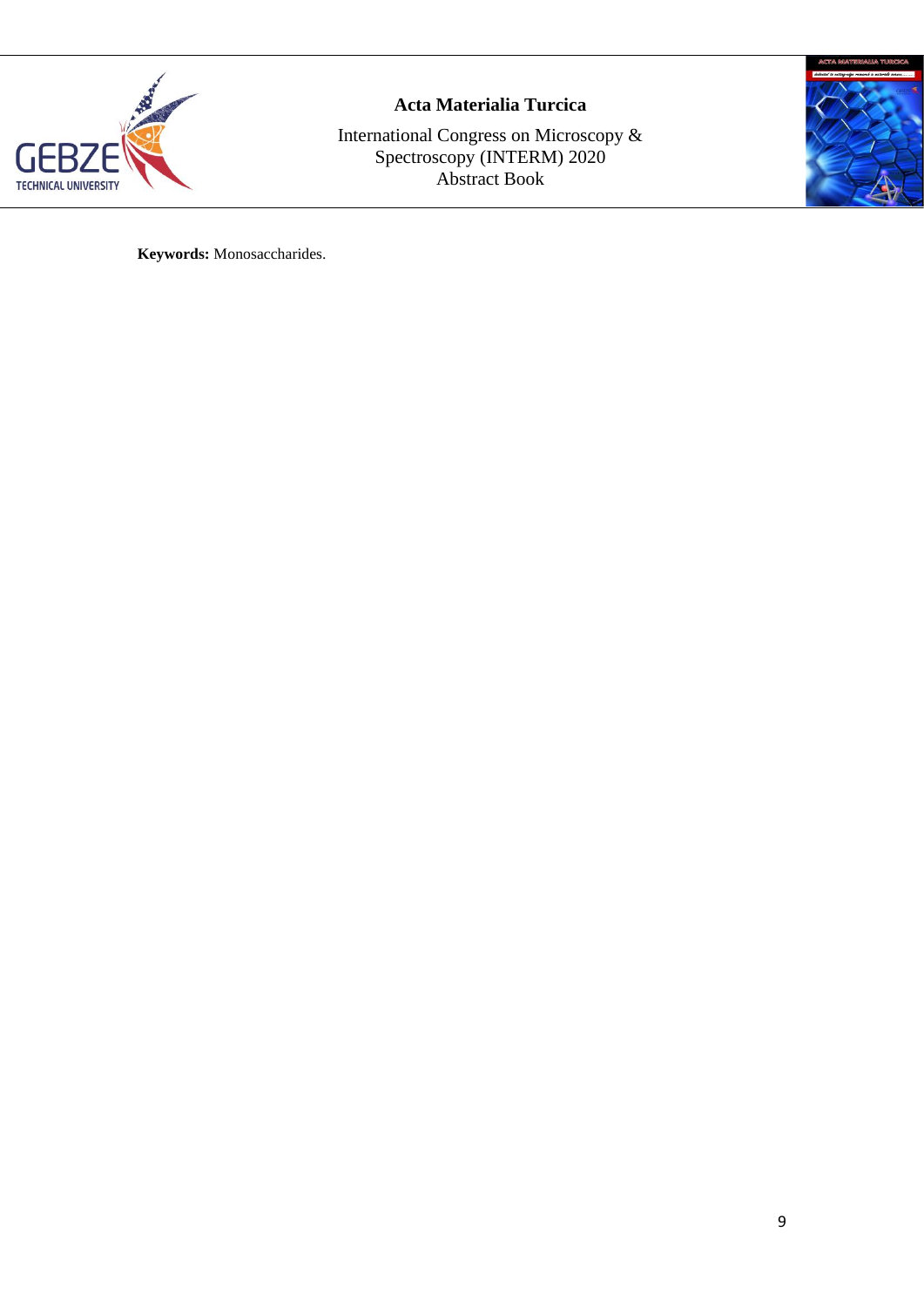**Keywords:** Monosaccharides.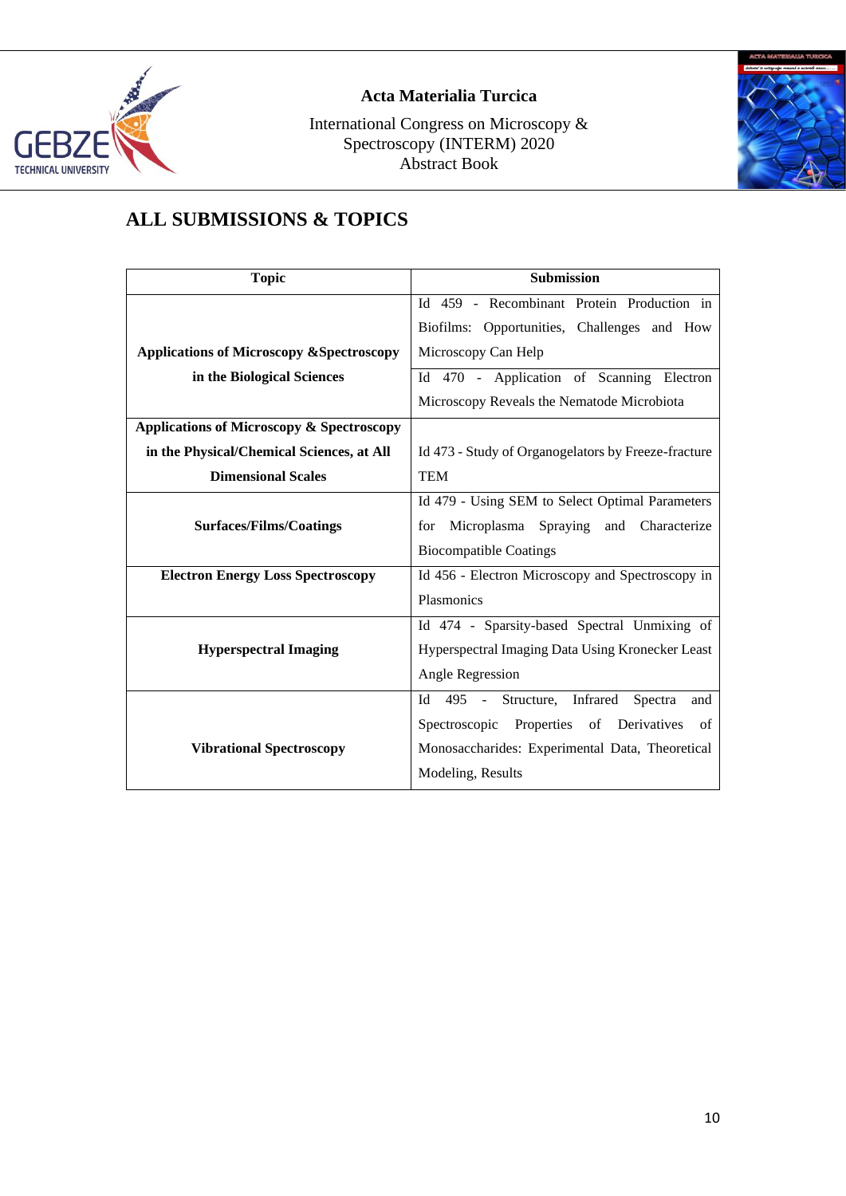## ALL SUBMISSIONS & TOPICS

| Topic | Submission |
|---|---|
| **Applications of Microscopy &Spectroscopy in the Biological Sciences** | Id 459 - Recombinant Protein Production in Biofilms: Opportunities, Challenges and How Microscopy Can Help |
| | Id 470 - Application of Scanning Electron Microscopy Reveals the Nematode Microbiota |
| **Applications of Microscopy & Spectroscopy in the Physical/Chemical Sciences, at All Dimensional Scales** | Id 473 - Study of Organogelators by Freeze-fracture TEM |
| **Surfaces/Films/Coatings** | Id 479 - Using SEM to Select Optimal Parameters for Microplasma Spraying and Characterize Biocompatible Coatings |
| **Electron Energy Loss Spectroscopy** | Id 456 - Electron Microscopy and Spectroscopy in Plasmonics |
| **Hyperspectral Imaging** | Id 474 - Sparsity-based Spectral Unmixing of Hyperspectral Imaging Data Using Kronecker Least Angle Regression |
| **Vibrational Spectroscopy** | Id 495 - Structure, Infrared Spectra and Spectroscopic Properties of Derivatives of Monosaccharides: Experimental Data, Theoretical Modeling, Results |